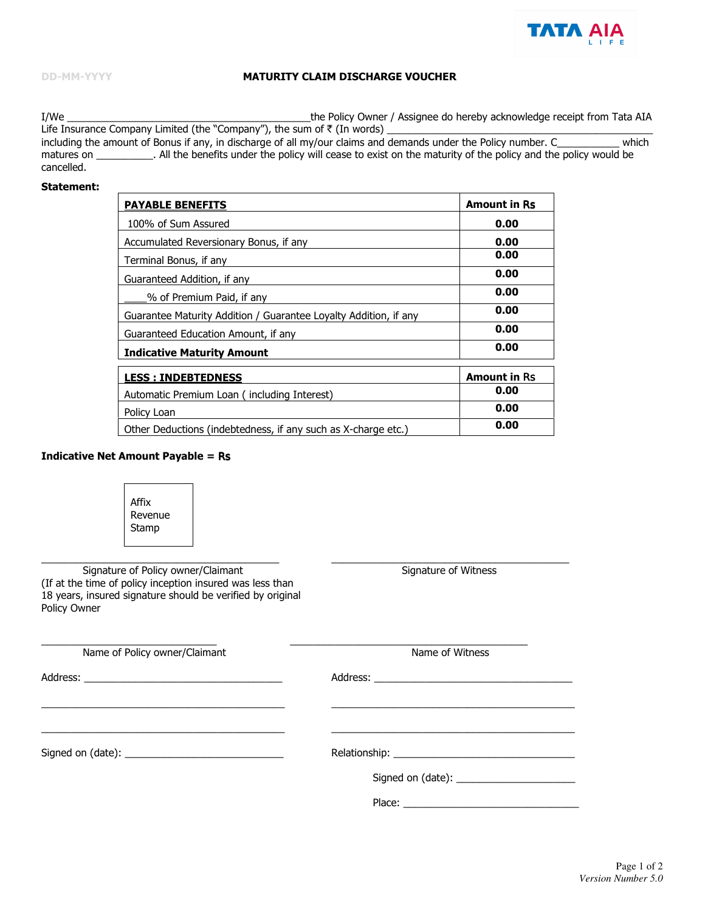TATA AIA LIFE

DD-MM-YYYY

## MATURITY CLAIM DISCHARGE VOUCHER

I/We ____________________________________________the Policy Owner / Assignee do hereby acknowledge receipt from Tata AIA Life Insurance Company Limited (the "Company"), the sum of ₹ (In words) ________________________________________________ including the amount of Bonus if any, in discharge of all my/our claims and demands under the Policy number. C___________ which matures on __________. All the benefits under the policy will cease to exist on the maturity of the policy and the policy would be cancelled.

**Statement:**

| **PAYABLE BENEFITS** | **Amount in Rs** |
|---|---|
| 100% of Sum Assured | **0.00** |
| Accumulated Reversionary Bonus, if any | **0.00** |
| Terminal Bonus, if any | **0.00** |
| Guaranteed Addition, if any | **0.00** |
| ____% of Premium Paid, if any | **0.00** |
| Guarantee Maturity Addition / Guarantee Loyalty Addition, if any | **0.00** |
| Guaranteed Education Amount, if any | **0.00** |
| **Indicative Maturity Amount** | **0.00** |

| **LESS : INDEBTEDNESS** | **Amount in Rs** |
|---|---|
| Automatic Premium Loan ( including Interest) | **0.00** |
| Policy Loan | **0.00** |
| Other Deductions (indebtedness, if any such as X-charge etc.) | **0.00** |

**Indicative Net Amount Payable = Rs**

Affix Revenue Stamp

_____________________________________________
Signature of Policy owner/Claimant
(If at the time of policy inception insured was less than 18 years, insured signature should be verified by original Policy Owner

_____________________________________________
Signature of Witness

_________________________________
Name of Policy owner/Claimant

Address: _____________________________________

_____________________________________________

_____________________________________________

Signed on (date): _____________________________

_____________________________________________
Name of Witness

Address: _____________________________________

_____________________________________________

_____________________________________________

Relationship: _________________________________

Signed on (date): ______________________

Place: ________________________________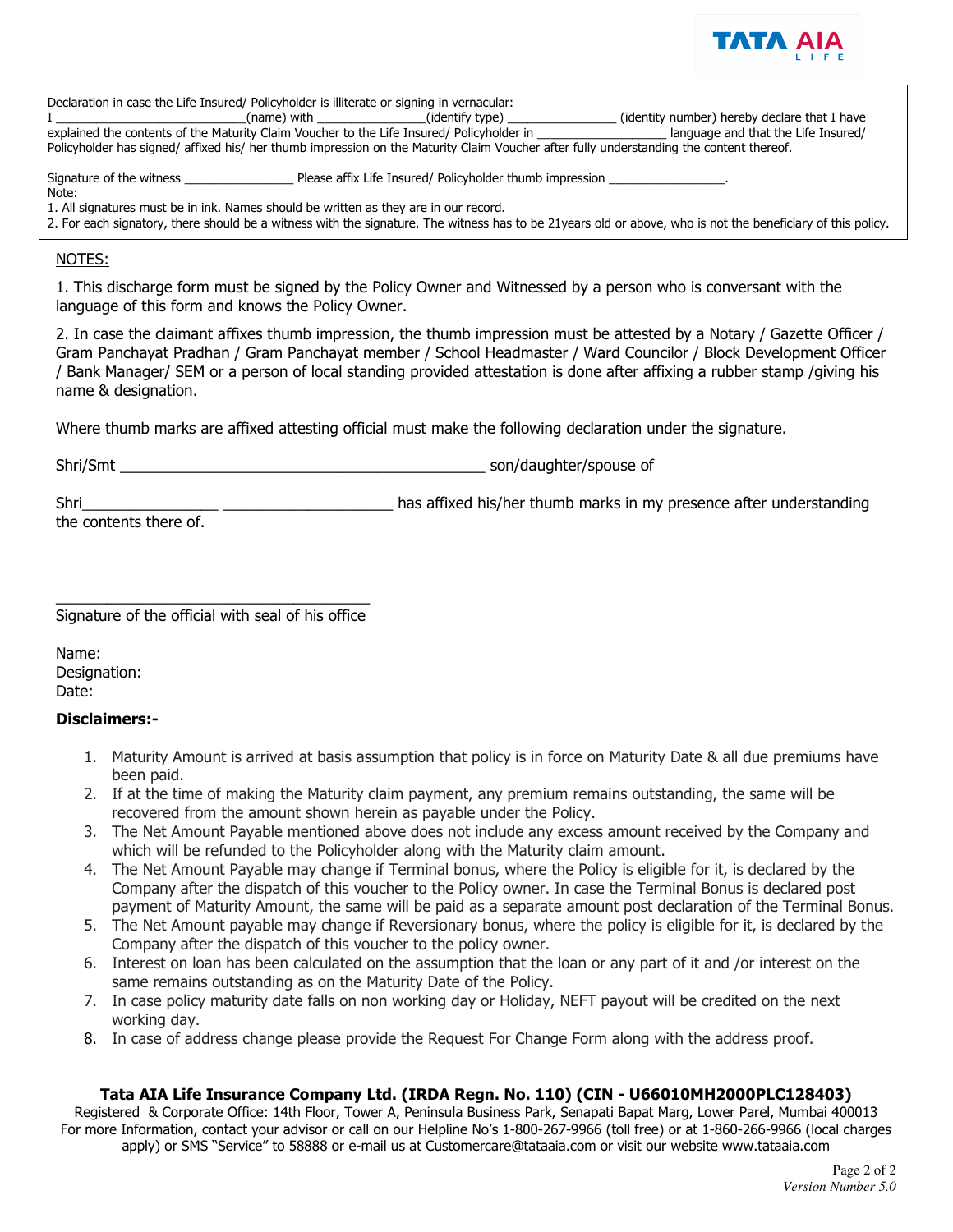Declaration in case the Life Insured/ Policyholder is illiterate or signing in vernacular:
I ___________________________(name) with _______________(identify type) _______________ (identity number) hereby declare that I have explained the contents of the Maturity Claim Voucher to the Life Insured/ Policyholder in _________________ language and that the Life Insured/ Policyholder has signed/ affixed his/ her thumb impression on the Maturity Claim Voucher after fully understanding the content thereof.

Signature of the witness _______________ Please affix Life Insured/ Policyholder thumb impression ________________.

Note:
1. All signatures must be in ink. Names should be written as they are in our record.
2. For each signatory, there should be a witness with the signature. The witness has to be 21years old or above, who is not the beneficiary of this policy.

NOTES:

1. This discharge form must be signed by the Policy Owner and Witnessed by a person who is conversant with the language of this form and knows the Policy Owner.

2. In case the claimant affixes thumb impression, the thumb impression must be attested by a Notary / Gazette Officer / Gram Panchayat Pradhan / Gram Panchayat member / School Headmaster / Ward Councilor / Block Development Officer / Bank Manager/ SEM or a person of local standing provided attestation is done after affixing a rubber stamp /giving his name & designation.

Where thumb marks are affixed attesting official must make the following declaration under the signature.

Shri/Smt ___________________________________________ son/daughter/spouse of

Shri_______________ ____________________ has affixed his/her thumb marks in my presence after understanding the contents there of.

____________________________________
Signature of the official with seal of his office

Name:
Designation:
Date:

**Disclaimers:-**

1. Maturity Amount is arrived at basis assumption that policy is in force on Maturity Date & all due premiums have been paid.
2. If at the time of making the Maturity claim payment, any premium remains outstanding, the same will be recovered from the amount shown herein as payable under the Policy.
3. The Net Amount Payable mentioned above does not include any excess amount received by the Company and which will be refunded to the Policyholder along with the Maturity claim amount.
4. The Net Amount Payable may change if Terminal bonus, where the Policy is eligible for it, is declared by the Company after the dispatch of this voucher to the Policy owner. In case the Terminal Bonus is declared post payment of Maturity Amount, the same will be paid as a separate amount post declaration of the Terminal Bonus.
5. The Net Amount payable may change if Reversionary bonus, where the policy is eligible for it, is declared by the Company after the dispatch of this voucher to the policy owner.
6. Interest on loan has been calculated on the assumption that the loan or any part of it and /or interest on the same remains outstanding as on the Maturity Date of the Policy.
7. In case policy maturity date falls on non working day or Holiday, NEFT payout will be credited on the next working day.
8. In case of address change please provide the Request For Change Form along with the address proof.

**Tata AIA Life Insurance Company Ltd. (IRDA Regn. No. 110) (CIN - U66010MH2000PLC128403)**
Registered & Corporate Office: 14th Floor, Tower A, Peninsula Business Park, Senapati Bapat Marg, Lower Parel, Mumbai 400013
For more Information, contact your advisor or call on our Helpline No's 1-800-267-9966 (toll free) or at 1-860-266-9966 (local charges apply) or SMS "Service" to 58888 or e-mail us at Customercare@tataaia.com or visit our website www.tataaia.com

*Version Number 5.0*